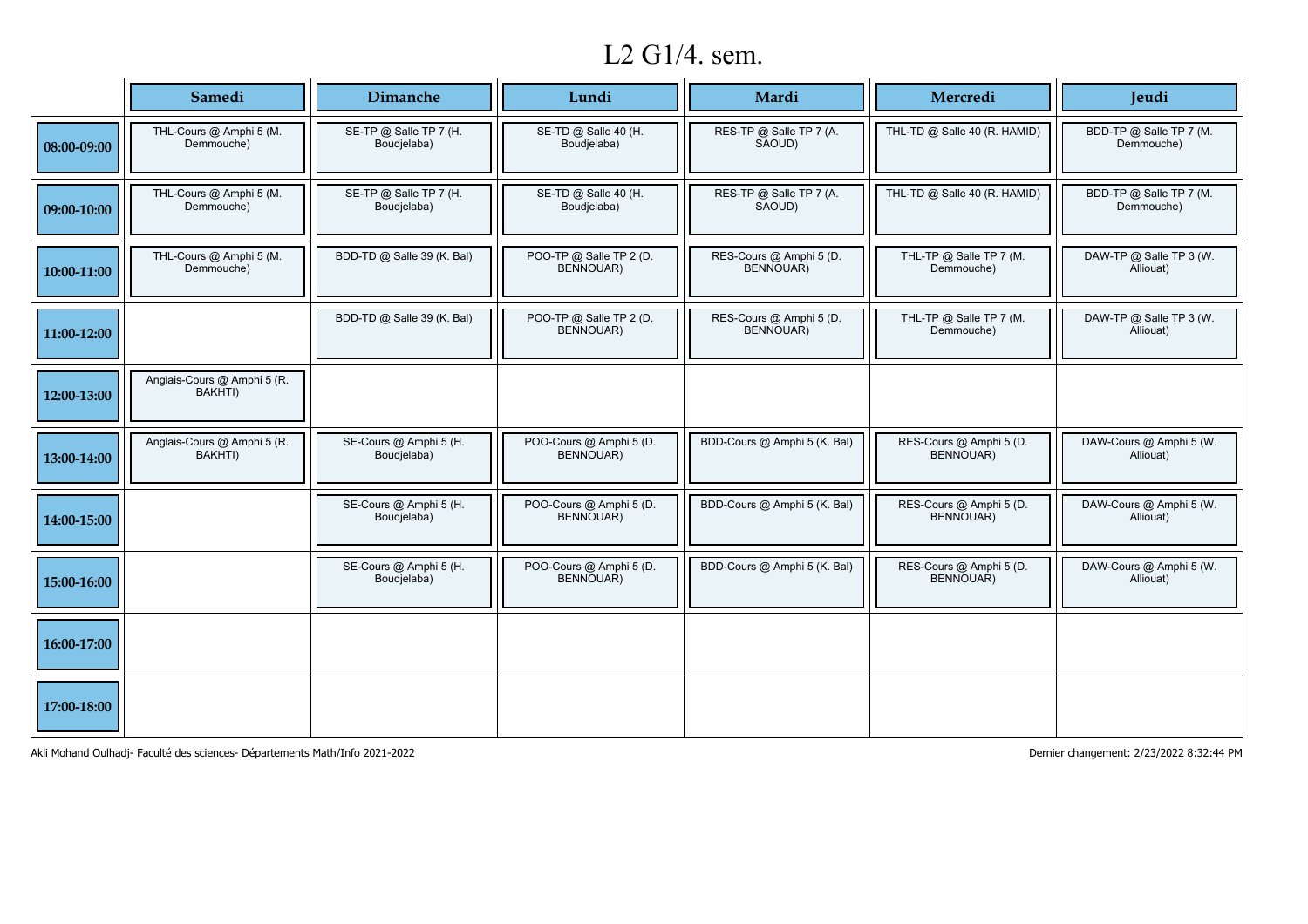# L2 G1/4. sem.

| | Samedi | Dimanche | Lundi | Mardi | Mercredi | Jeudi |
|---|---|---|---|---|---|---|
| 08:00-09:00 | THL-Cours @ Amphi 5 (M. Demmouche) | SE-TP @ Salle TP 7 (H. Boudjelaba) | SE-TD @ Salle 40 (H. Boudjelaba) | RES-TP @ Salle TP 7 (A. SAOUD) | THL-TD @ Salle 40 (R. HAMID) | BDD-TP @ Salle TP 7 (M. Demmouche) |
| 09:00-10:00 | THL-Cours @ Amphi 5 (M. Demmouche) | SE-TP @ Salle TP 7 (H. Boudjelaba) | SE-TD @ Salle 40 (H. Boudjelaba) | RES-TP @ Salle TP 7 (A. SAOUD) | THL-TD @ Salle 40 (R. HAMID) | BDD-TP @ Salle TP 7 (M. Demmouche) |
| 10:00-11:00 | THL-Cours @ Amphi 5 (M. Demmouche) | BDD-TD @ Salle 39 (K. Bal) | POO-TP @ Salle TP 2 (D. BENNOUAR) | RES-Cours @ Amphi 5 (D. BENNOUAR) | THL-TP @ Salle TP 7 (M. Demmouche) | DAW-TP @ Salle TP 3 (W. Alliouat) |
| 11:00-12:00 | | BDD-TD @ Salle 39 (K. Bal) | POO-TP @ Salle TP 2 (D. BENNOUAR) | RES-Cours @ Amphi 5 (D. BENNOUAR) | THL-TP @ Salle TP 7 (M. Demmouche) | DAW-TP @ Salle TP 3 (W. Alliouat) |
| 12:00-13:00 | Anglais-Cours @ Amphi 5 (R. BAKHTI) | | | | | |
| 13:00-14:00 | Anglais-Cours @ Amphi 5 (R. BAKHTI) | SE-Cours @ Amphi 5 (H. Boudjelaba) | POO-Cours @ Amphi 5 (D. BENNOUAR) | BDD-Cours @ Amphi 5 (K. Bal) | RES-Cours @ Amphi 5 (D. BENNOUAR) | DAW-Cours @ Amphi 5 (W. Alliouat) |
| 14:00-15:00 | | SE-Cours @ Amphi 5 (H. Boudjelaba) | POO-Cours @ Amphi 5 (D. BENNOUAR) | BDD-Cours @ Amphi 5 (K. Bal) | RES-Cours @ Amphi 5 (D. BENNOUAR) | DAW-Cours @ Amphi 5 (W. Alliouat) |
| 15:00-16:00 | | SE-Cours @ Amphi 5 (H. Boudjelaba) | POO-Cours @ Amphi 5 (D. BENNOUAR) | BDD-Cours @ Amphi 5 (K. Bal) | RES-Cours @ Amphi 5 (D. BENNOUAR) | DAW-Cours @ Amphi 5 (W. Alliouat) |
| 16:00-17:00 | | | | | | |
| 17:00-18:00 | | | | | | |

Akli Mohand Oulhadj- Faculté des sciences- Départements Math/Info 2021-2022

Dernier changement: 2/23/2022 8:32:44 PM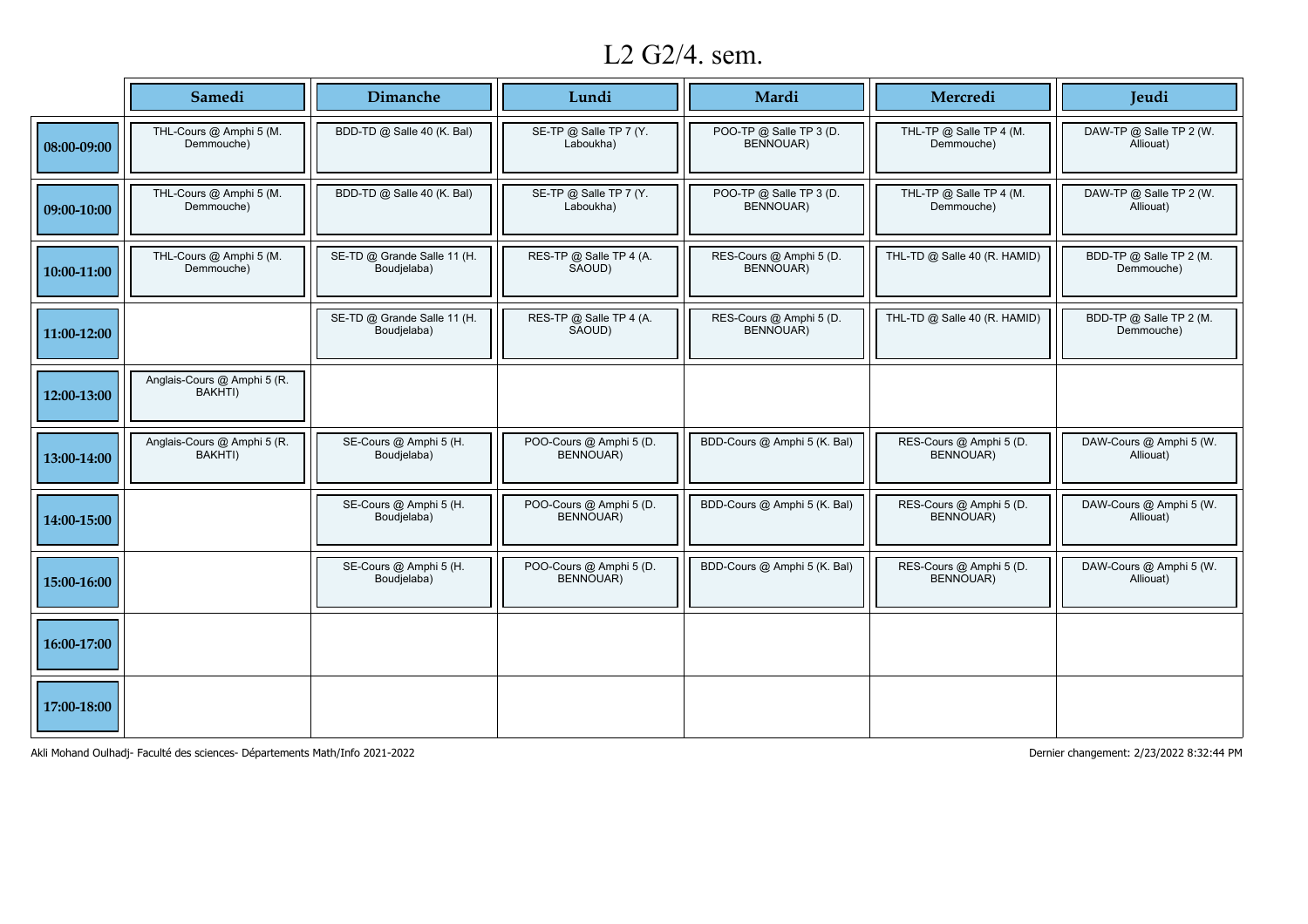# L2 G2/4. sem.

| | Samedi | Dimanche | Lundi | Mardi | Mercredi | Jeudi |
|---|---|---|---|---|---|---|
| 08:00-09:00 | THL-Cours @ Amphi 5 (M. Demmouche) | BDD-TD @ Salle 40 (K. Bal) | SE-TP @ Salle TP 7 (Y. Laboukha) | POO-TP @ Salle TP 3 (D. BENNOUAR) | THL-TP @ Salle TP 4 (M. Demmouche) | DAW-TP @ Salle TP 2 (W. Alliouat) |
| 09:00-10:00 | THL-Cours @ Amphi 5 (M. Demmouche) | BDD-TD @ Salle 40 (K. Bal) | SE-TP @ Salle TP 7 (Y. Laboukha) | POO-TP @ Salle TP 3 (D. BENNOUAR) | THL-TP @ Salle TP 4 (M. Demmouche) | DAW-TP @ Salle TP 2 (W. Alliouat) |
| 10:00-11:00 | THL-Cours @ Amphi 5 (M. Demmouche) | SE-TD @ Grande Salle 11 (H. Boudjelaba) | RES-TP @ Salle TP 4 (A. SAOUD) | RES-Cours @ Amphi 5 (D. BENNOUAR) | THL-TD @ Salle 40 (R. HAMID) | BDD-TP @ Salle TP 2 (M. Demmouche) |
| 11:00-12:00 | | SE-TD @ Grande Salle 11 (H. Boudjelaba) | RES-TP @ Salle TP 4 (A. SAOUD) | RES-Cours @ Amphi 5 (D. BENNOUAR) | THL-TD @ Salle 40 (R. HAMID) | BDD-TP @ Salle TP 2 (M. Demmouche) |
| 12:00-13:00 | Anglais-Cours @ Amphi 5 (R. BAKHTI) | | | | | |
| 13:00-14:00 | Anglais-Cours @ Amphi 5 (R. BAKHTI) | SE-Cours @ Amphi 5 (H. Boudjelaba) | POO-Cours @ Amphi 5 (D. BENNOUAR) | BDD-Cours @ Amphi 5 (K. Bal) | RES-Cours @ Amphi 5 (D. BENNOUAR) | DAW-Cours @ Amphi 5 (W. Alliouat) |
| 14:00-15:00 | | SE-Cours @ Amphi 5 (H. Boudjelaba) | POO-Cours @ Amphi 5 (D. BENNOUAR) | BDD-Cours @ Amphi 5 (K. Bal) | RES-Cours @ Amphi 5 (D. BENNOUAR) | DAW-Cours @ Amphi 5 (W. Alliouat) |
| 15:00-16:00 | | SE-Cours @ Amphi 5 (H. Boudjelaba) | POO-Cours @ Amphi 5 (D. BENNOUAR) | BDD-Cours @ Amphi 5 (K. Bal) | RES-Cours @ Amphi 5 (D. BENNOUAR) | DAW-Cours @ Amphi 5 (W. Alliouat) |
| 16:00-17:00 | | | | | | |
| 17:00-18:00 | | | | | | |

Akli Mohand Oulhadj- Faculté des sciences- Départements Math/Info 2021-2022

Dernier changement: 2/23/2022 8:32:44 PM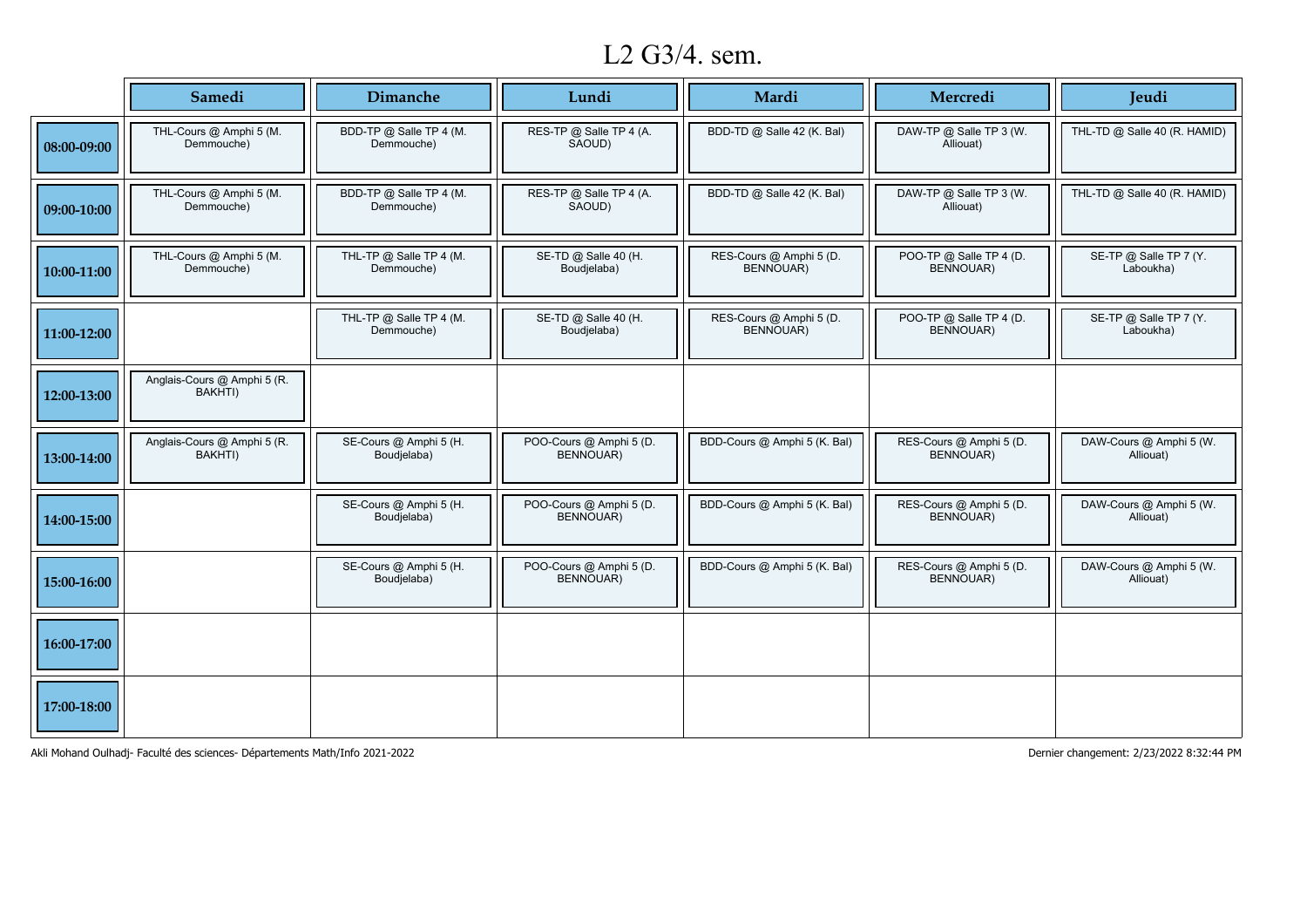# L2 G3/4. sem.

| | Samedi | Dimanche | Lundi | Mardi | Mercredi | Jeudi |
|---|---|---|---|---|---|---|
| 08:00-09:00 | THL-Cours @ Amphi 5 (M. Demmouche) | BDD-TP @ Salle TP 4 (M. Demmouche) | RES-TP @ Salle TP 4 (A. SAOUD) | BDD-TD @ Salle 42 (K. Bal) | DAW-TP @ Salle TP 3 (W. Alliouat) | THL-TD @ Salle 40 (R. HAMID) |
| 09:00-10:00 | THL-Cours @ Amphi 5 (M. Demmouche) | BDD-TP @ Salle TP 4 (M. Demmouche) | RES-TP @ Salle TP 4 (A. SAOUD) | BDD-TD @ Salle 42 (K. Bal) | DAW-TP @ Salle TP 3 (W. Alliouat) | THL-TD @ Salle 40 (R. HAMID) |
| 10:00-11:00 | THL-Cours @ Amphi 5 (M. Demmouche) | THL-TP @ Salle TP 4 (M. Demmouche) | SE-TD @ Salle 40 (H. Boudjelaba) | RES-Cours @ Amphi 5 (D. BENNOUAR) | POO-TP @ Salle TP 4 (D. BENNOUAR) | SE-TP @ Salle TP 7 (Y. Laboukha) |
| 11:00-12:00 | | THL-TP @ Salle TP 4 (M. Demmouche) | SE-TD @ Salle 40 (H. Boudjelaba) | RES-Cours @ Amphi 5 (D. BENNOUAR) | POO-TP @ Salle TP 4 (D. BENNOUAR) | SE-TP @ Salle TP 7 (Y. Laboukha) |
| 12:00-13:00 | Anglais-Cours @ Amphi 5 (R. BAKHTI) | | | | | |
| 13:00-14:00 | Anglais-Cours @ Amphi 5 (R. BAKHTI) | SE-Cours @ Amphi 5 (H. Boudjelaba) | POO-Cours @ Amphi 5 (D. BENNOUAR) | BDD-Cours @ Amphi 5 (K. Bal) | RES-Cours @ Amphi 5 (D. BENNOUAR) | DAW-Cours @ Amphi 5 (W. Alliouat) |
| 14:00-15:00 | | SE-Cours @ Amphi 5 (H. Boudjelaba) | POO-Cours @ Amphi 5 (D. BENNOUAR) | BDD-Cours @ Amphi 5 (K. Bal) | RES-Cours @ Amphi 5 (D. BENNOUAR) | DAW-Cours @ Amphi 5 (W. Alliouat) |
| 15:00-16:00 | | SE-Cours @ Amphi 5 (H. Boudjelaba) | POO-Cours @ Amphi 5 (D. BENNOUAR) | BDD-Cours @ Amphi 5 (K. Bal) | RES-Cours @ Amphi 5 (D. BENNOUAR) | DAW-Cours @ Amphi 5 (W. Alliouat) |
| 16:00-17:00 | | | | | | |
| 17:00-18:00 | | | | | | |

Akli Mohand Oulhadj- Faculté des sciences- Départements Math/Info 2021-2022

Dernier changement: 2/23/2022 8:32:44 PM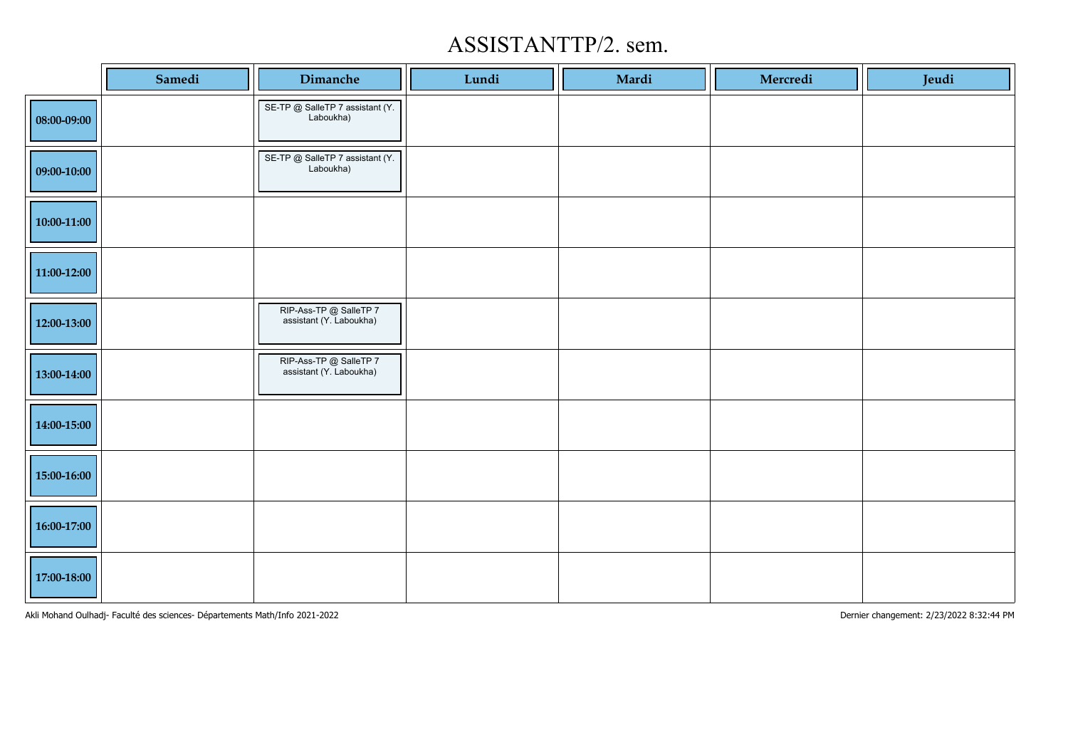# ASSISTANTTP/2. sem.

| | Samedi | Dimanche | Lundi | Mardi | Mercredi | Jeudi |
|---|---|---|---|---|---|---|
| 08:00-09:00 | | SE-TP @ SalleTP 7 assistant (Y. Laboukha) | | | | |
| 09:00-10:00 | | SE-TP @ SalleTP 7 assistant (Y. Laboukha) | | | | |
| 10:00-11:00 | | | | | | |
| 11:00-12:00 | | | | | | |
| 12:00-13:00 | | RIP-Ass-TP @ SalleTP 7 assistant (Y. Laboukha) | | | | |
| 13:00-14:00 | | RIP-Ass-TP @ SalleTP 7 assistant (Y. Laboukha) | | | | |
| 14:00-15:00 | | | | | | |
| 15:00-16:00 | | | | | | |
| 16:00-17:00 | | | | | | |
| 17:00-18:00 | | | | | | |

Akli Mohand Oulhadj- Faculté des sciences- Départements Math/Info 2021-2022

Dernier changement: 2/23/2022 8:32:44 PM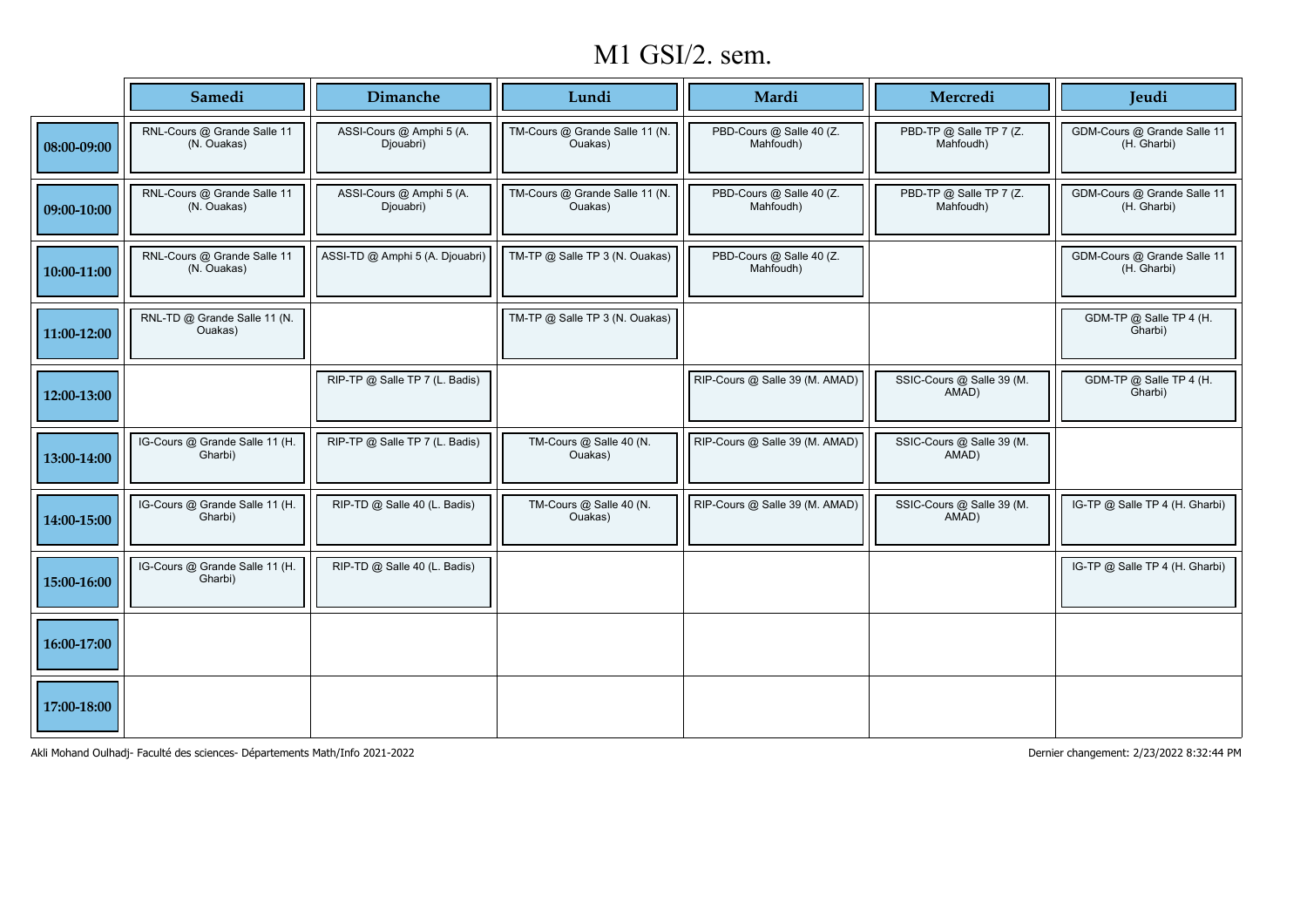# M1 GSI/2. sem.

| | Samedi | Dimanche | Lundi | Mardi | Mercredi | Jeudi |
|---|---|---|---|---|---|---|
| 08:00-09:00 | RNL-Cours @ Grande Salle 11 (N. Ouakas) | ASSI-Cours @ Amphi 5 (A. Djouabri) | TM-Cours @ Grande Salle 11 (N. Ouakas) | PBD-Cours @ Salle 40 (Z. Mahfoudh) | PBD-TP @ Salle TP 7 (Z. Mahfoudh) | GDM-Cours @ Grande Salle 11 (H. Gharbi) |
| 09:00-10:00 | RNL-Cours @ Grande Salle 11 (N. Ouakas) | ASSI-Cours @ Amphi 5 (A. Djouabri) | TM-Cours @ Grande Salle 11 (N. Ouakas) | PBD-Cours @ Salle 40 (Z. Mahfoudh) | PBD-TP @ Salle TP 7 (Z. Mahfoudh) | GDM-Cours @ Grande Salle 11 (H. Gharbi) |
| 10:00-11:00 | RNL-Cours @ Grande Salle 11 (N. Ouakas) | ASSI-TD @ Amphi 5 (A. Djouabri) | TM-TP @ Salle TP 3 (N. Ouakas) | PBD-Cours @ Salle 40 (Z. Mahfoudh) | | GDM-Cours @ Grande Salle 11 (H. Gharbi) |
| 11:00-12:00 | RNL-TD @ Grande Salle 11 (N. Ouakas) | | TM-TP @ Salle TP 3 (N. Ouakas) | | | GDM-TP @ Salle TP 4 (H. Gharbi) |
| 12:00-13:00 | | RIP-TP @ Salle TP 7 (L. Badis) | | RIP-Cours @ Salle 39 (M. AMAD) | SSIC-Cours @ Salle 39 (M. AMAD) | GDM-TP @ Salle TP 4 (H. Gharbi) |
| 13:00-14:00 | IG-Cours @ Grande Salle 11 (H. Gharbi) | RIP-TP @ Salle TP 7 (L. Badis) | TM-Cours @ Salle 40 (N. Ouakas) | RIP-Cours @ Salle 39 (M. AMAD) | SSIC-Cours @ Salle 39 (M. AMAD) | |
| 14:00-15:00 | IG-Cours @ Grande Salle 11 (H. Gharbi) | RIP-TD @ Salle 40 (L. Badis) | TM-Cours @ Salle 40 (N. Ouakas) | RIP-Cours @ Salle 39 (M. AMAD) | SSIC-Cours @ Salle 39 (M. AMAD) | IG-TP @ Salle TP 4 (H. Gharbi) |
| 15:00-16:00 | IG-Cours @ Grande Salle 11 (H. Gharbi) | RIP-TD @ Salle 40 (L. Badis) | | | | IG-TP @ Salle TP 4 (H. Gharbi) |
| 16:00-17:00 | | | | | | |
| 17:00-18:00 | | | | | | |

Akli Mohand Oulhadj- Faculté des sciences- Départements Math/Info 2021-2022

Dernier changement: 2/23/2022 8:32:44 PM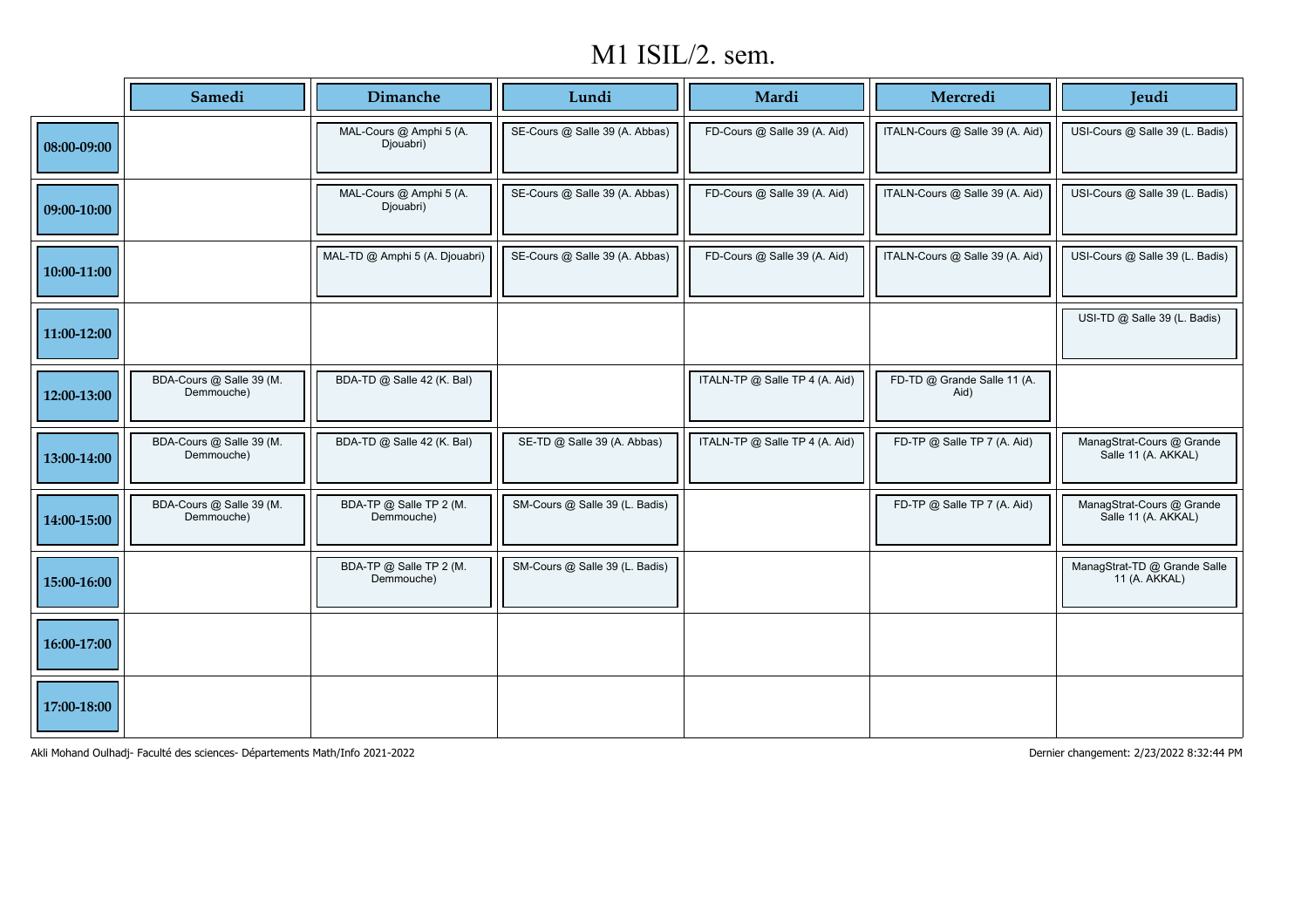# M1 ISIL/2. sem.

| | Samedi | Dimanche | Lundi | Mardi | Mercredi | Jeudi |
|---|---|---|---|---|---|---|
| 08:00-09:00 | | MAL-Cours @ Amphi 5 (A. Djouabri) | SE-Cours @ Salle 39 (A. Abbas) | FD-Cours @ Salle 39 (A. Aid) | ITALN-Cours @ Salle 39 (A. Aid) | USI-Cours @ Salle 39 (L. Badis) |
| 09:00-10:00 | | MAL-Cours @ Amphi 5 (A. Djouabri) | SE-Cours @ Salle 39 (A. Abbas) | FD-Cours @ Salle 39 (A. Aid) | ITALN-Cours @ Salle 39 (A. Aid) | USI-Cours @ Salle 39 (L. Badis) |
| 10:00-11:00 | | MAL-TD @ Amphi 5 (A. Djouabri) | SE-Cours @ Salle 39 (A. Abbas) | FD-Cours @ Salle 39 (A. Aid) | ITALN-Cours @ Salle 39 (A. Aid) | USI-Cours @ Salle 39 (L. Badis) |
| 11:00-12:00 | | | | | | USI-TD @ Salle 39 (L. Badis) |
| 12:00-13:00 | BDA-Cours @ Salle 39 (M. Demmouche) | BDA-TD @ Salle 42 (K. Bal) | | ITALN-TP @ Salle TP 4 (A. Aid) | FD-TD @ Grande Salle 11 (A. Aid) | |
| 13:00-14:00 | BDA-Cours @ Salle 39 (M. Demmouche) | BDA-TD @ Salle 42 (K. Bal) | SE-TD @ Salle 39 (A. Abbas) | ITALN-TP @ Salle TP 4 (A. Aid) | FD-TP @ Salle TP 7 (A. Aid) | ManagStrat-Cours @ Grande Salle 11 (A. AKKAL) |
| 14:00-15:00 | BDA-Cours @ Salle 39 (M. Demmouche) | BDA-TP @ Salle TP 2 (M. Demmouche) | SM-Cours @ Salle 39 (L. Badis) | | FD-TP @ Salle TP 7 (A. Aid) | ManagStrat-Cours @ Grande Salle 11 (A. AKKAL) |
| 15:00-16:00 | | BDA-TP @ Salle TP 2 (M. Demmouche) | SM-Cours @ Salle 39 (L. Badis) | | | ManagStrat-TD @ Grande Salle 11 (A. AKKAL) |
| 16:00-17:00 | | | | | | |
| 17:00-18:00 | | | | | | |

Akli Mohand Oulhadj- Faculté des sciences- Départements Math/Info 2021-2022

Dernier changement: 2/23/2022 8:32:44 PM